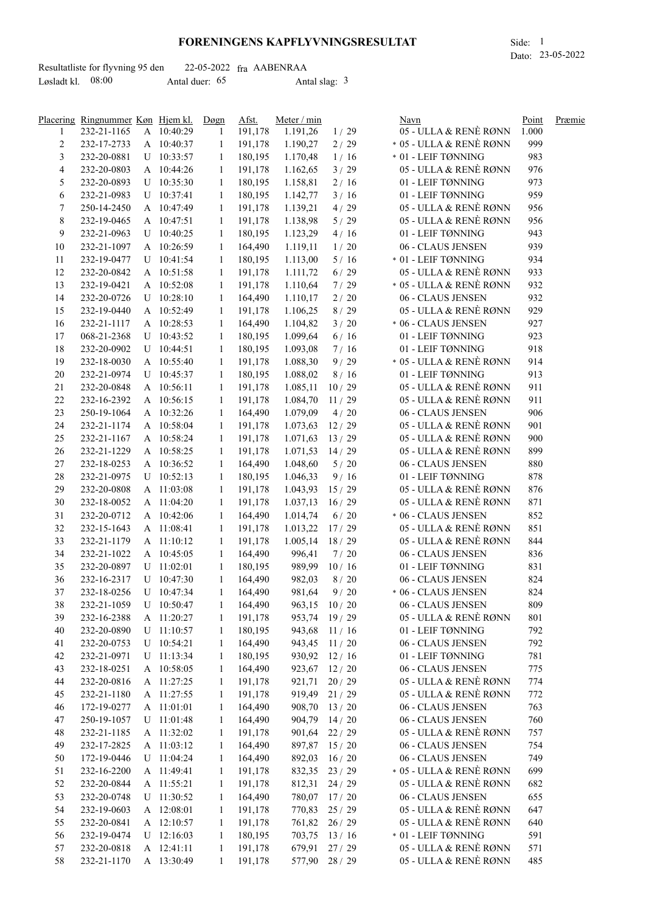# FORENINGENS KAPFLYVNINGSRESULTAT

Side: 1
Dato: 23-05-2022

Resultatliste for flyvning 95 den 22-05-2022 fra AABENRAA
Løsladt kl. 08:00 Antal duer: 65 Antal slag: 3

| Placering | Ringnummer | Køn | Hjem kl. | Døgn | Afst. | Meter / min | | Navn | Point | Præmie |
|---|---|---|---|---|---|---|---|---|---|---|
| 1 | 232-21-1165 | A | 10:40:29 | 1 | 191,178 | 1.191,26 | 1 / 29 | 05 - ULLA & RENÈ RØNN | 1.000 | |
| 2 | 232-17-2733 | A | 10:40:37 | 1 | 191,178 | 1.190,27 | 2 / 29 | * 05 - ULLA & RENÈ RØNN | 999 | |
| 3 | 232-20-0881 | U | 10:33:57 | 1 | 180,195 | 1.170,48 | 1 / 16 | * 01 - LEIF TØNNING | 983 | |
| 4 | 232-20-0803 | A | 10:44:26 | 1 | 191,178 | 1.162,65 | 3 / 29 | 05 - ULLA & RENÈ RØNN | 976 | |
| 5 | 232-20-0893 | U | 10:35:30 | 1 | 180,195 | 1.158,81 | 2 / 16 | 01 - LEIF TØNNING | 973 | |
| 6 | 232-21-0983 | U | 10:37:41 | 1 | 180,195 | 1.142,77 | 3 / 16 | 01 - LEIF TØNNING | 959 | |
| 7 | 250-14-2450 | A | 10:47:49 | 1 | 191,178 | 1.139,21 | 4 / 29 | 05 - ULLA & RENÈ RØNN | 956 | |
| 8 | 232-19-0465 | A | 10:47:51 | 1 | 191,178 | 1.138,98 | 5 / 29 | 05 - ULLA & RENÈ RØNN | 956 | |
| 9 | 232-21-0963 | U | 10:40:25 | 1 | 180,195 | 1.123,29 | 4 / 16 | 01 - LEIF TØNNING | 943 | |
| 10 | 232-21-1097 | A | 10:26:59 | 1 | 164,490 | 1.119,11 | 1 / 20 | 06 - CLAUS JENSEN | 939 | |
| 11 | 232-19-0477 | U | 10:41:54 | 1 | 180,195 | 1.113,00 | 5 / 16 | * 01 - LEIF TØNNING | 934 | |
| 12 | 232-20-0842 | A | 10:51:58 | 1 | 191,178 | 1.111,72 | 6 / 29 | 05 - ULLA & RENÈ RØNN | 933 | |
| 13 | 232-19-0421 | A | 10:52:08 | 1 | 191,178 | 1.110,64 | 7 / 29 | * 05 - ULLA & RENÈ RØNN | 932 | |
| 14 | 232-20-0726 | U | 10:28:10 | 1 | 164,490 | 1.110,17 | 2 / 20 | 06 - CLAUS JENSEN | 932 | |
| 15 | 232-19-0440 | A | 10:52:49 | 1 | 191,178 | 1.106,25 | 8 / 29 | 05 - ULLA & RENÈ RØNN | 929 | |
| 16 | 232-21-1117 | A | 10:28:53 | 1 | 164,490 | 1.104,82 | 3 / 20 | * 06 - CLAUS JENSEN | 927 | |
| 17 | 068-21-2368 | U | 10:43:52 | 1 | 180,195 | 1.099,64 | 6 / 16 | 01 - LEIF TØNNING | 923 | |
| 18 | 232-20-0902 | U | 10:44:51 | 1 | 180,195 | 1.093,08 | 7 / 16 | 01 - LEIF TØNNING | 918 | |
| 19 | 232-18-0030 | A | 10:55:40 | 1 | 191,178 | 1.088,30 | 9 / 29 | * 05 - ULLA & RENÈ RØNN | 914 | |
| 20 | 232-21-0974 | U | 10:45:37 | 1 | 180,195 | 1.088,02 | 8 / 16 | 01 - LEIF TØNNING | 913 | |
| 21 | 232-20-0848 | A | 10:56:11 | 1 | 191,178 | 1.085,11 | 10 / 29 | 05 - ULLA & RENÈ RØNN | 911 | |
| 22 | 232-16-2392 | A | 10:56:15 | 1 | 191,178 | 1.084,70 | 11 / 29 | 05 - ULLA & RENÈ RØNN | 911 | |
| 23 | 250-19-1064 | A | 10:32:26 | 1 | 164,490 | 1.079,09 | 4 / 20 | 06 - CLAUS JENSEN | 906 | |
| 24 | 232-21-1174 | A | 10:58:04 | 1 | 191,178 | 1.073,63 | 12 / 29 | 05 - ULLA & RENÈ RØNN | 901 | |
| 25 | 232-21-1167 | A | 10:58:24 | 1 | 191,178 | 1.071,63 | 13 / 29 | 05 - ULLA & RENÈ RØNN | 900 | |
| 26 | 232-21-1229 | A | 10:58:25 | 1 | 191,178 | 1.071,53 | 14 / 29 | 05 - ULLA & RENÈ RØNN | 899 | |
| 27 | 232-18-0253 | A | 10:36:52 | 1 | 164,490 | 1.048,60 | 5 / 20 | 06 - CLAUS JENSEN | 880 | |
| 28 | 232-21-0975 | U | 10:52:13 | 1 | 180,195 | 1.046,33 | 9 / 16 | 01 - LEIF TØNNING | 878 | |
| 29 | 232-20-0808 | A | 11:03:08 | 1 | 191,178 | 1.043,93 | 15 / 29 | 05 - ULLA & RENÈ RØNN | 876 | |
| 30 | 232-18-0052 | A | 11:04:20 | 1 | 191,178 | 1.037,13 | 16 / 29 | 05 - ULLA & RENÈ RØNN | 871 | |
| 31 | 232-20-0712 | A | 10:42:06 | 1 | 164,490 | 1.014,74 | 6 / 20 | * 06 - CLAUS JENSEN | 852 | |
| 32 | 232-15-1643 | A | 11:08:41 | 1 | 191,178 | 1.013,22 | 17 / 29 | 05 - ULLA & RENÈ RØNN | 851 | |
| 33 | 232-21-1179 | A | 11:10:12 | 1 | 191,178 | 1.005,14 | 18 / 29 | 05 - ULLA & RENÈ RØNN | 844 | |
| 34 | 232-21-1022 | A | 10:45:05 | 1 | 164,490 | 996,41 | 7 / 20 | 06 - CLAUS JENSEN | 836 | |
| 35 | 232-20-0897 | U | 11:02:01 | 1 | 180,195 | 989,99 | 10 / 16 | 01 - LEIF TØNNING | 831 | |
| 36 | 232-16-2317 | U | 10:47:30 | 1 | 164,490 | 982,03 | 8 / 20 | 06 - CLAUS JENSEN | 824 | |
| 37 | 232-18-0256 | U | 10:47:34 | 1 | 164,490 | 981,64 | 9 / 20 | * 06 - CLAUS JENSEN | 824 | |
| 38 | 232-21-1059 | U | 10:50:47 | 1 | 164,490 | 963,15 | 10 / 20 | 06 - CLAUS JENSEN | 809 | |
| 39 | 232-16-2388 | A | 11:20:27 | 1 | 191,178 | 953,74 | 19 / 29 | 05 - ULLA & RENÈ RØNN | 801 | |
| 40 | 232-20-0890 | U | 11:10:57 | 1 | 180,195 | 943,68 | 11 / 16 | 01 - LEIF TØNNING | 792 | |
| 41 | 232-20-0753 | U | 10:54:21 | 1 | 164,490 | 943,45 | 11 / 20 | 06 - CLAUS JENSEN | 792 | |
| 42 | 232-21-0971 | U | 11:13:34 | 1 | 180,195 | 930,92 | 12 / 16 | 01 - LEIF TØNNING | 781 | |
| 43 | 232-18-0251 | A | 10:58:05 | 1 | 164,490 | 923,67 | 12 / 20 | 06 - CLAUS JENSEN | 775 | |
| 44 | 232-20-0816 | A | 11:27:25 | 1 | 191,178 | 921,71 | 20 / 29 | 05 - ULLA & RENÈ RØNN | 774 | |
| 45 | 232-21-1180 | A | 11:27:55 | 1 | 191,178 | 919,49 | 21 / 29 | 05 - ULLA & RENÈ RØNN | 772 | |
| 46 | 172-19-0277 | A | 11:01:01 | 1 | 164,490 | 908,70 | 13 / 20 | 06 - CLAUS JENSEN | 763 | |
| 47 | 250-19-1057 | U | 11:01:48 | 1 | 164,490 | 904,79 | 14 / 20 | 06 - CLAUS JENSEN | 760 | |
| 48 | 232-21-1185 | A | 11:32:02 | 1 | 191,178 | 901,64 | 22 / 29 | 05 - ULLA & RENÈ RØNN | 757 | |
| 49 | 232-17-2825 | A | 11:03:12 | 1 | 164,490 | 897,87 | 15 / 20 | 06 - CLAUS JENSEN | 754 | |
| 50 | 172-19-0446 | U | 11:04:24 | 1 | 164,490 | 892,03 | 16 / 20 | 06 - CLAUS JENSEN | 749 | |
| 51 | 232-16-2200 | A | 11:49:41 | 1 | 191,178 | 832,35 | 23 / 29 | * 05 - ULLA & RENÈ RØNN | 699 | |
| 52 | 232-20-0844 | A | 11:55:21 | 1 | 191,178 | 812,31 | 24 / 29 | 05 - ULLA & RENÈ RØNN | 682 | |
| 53 | 232-20-0748 | U | 11:30:52 | 1 | 164,490 | 780,07 | 17 / 20 | 06 - CLAUS JENSEN | 655 | |
| 54 | 232-19-0603 | A | 12:08:01 | 1 | 191,178 | 770,83 | 25 / 29 | 05 - ULLA & RENÈ RØNN | 647 | |
| 55 | 232-20-0841 | A | 12:10:57 | 1 | 191,178 | 761,82 | 26 / 29 | 05 - ULLA & RENÈ RØNN | 640 | |
| 56 | 232-19-0474 | U | 12:16:03 | 1 | 180,195 | 703,75 | 13 / 16 | * 01 - LEIF TØNNING | 591 | |
| 57 | 232-20-0818 | A | 12:41:11 | 1 | 191,178 | 679,91 | 27 / 29 | 05 - ULLA & RENÈ RØNN | 571 | |
| 58 | 232-21-1170 | A | 13:30:49 | 1 | 191,178 | 577,90 | 28 / 29 | 05 - ULLA & RENÈ RØNN | 485 | |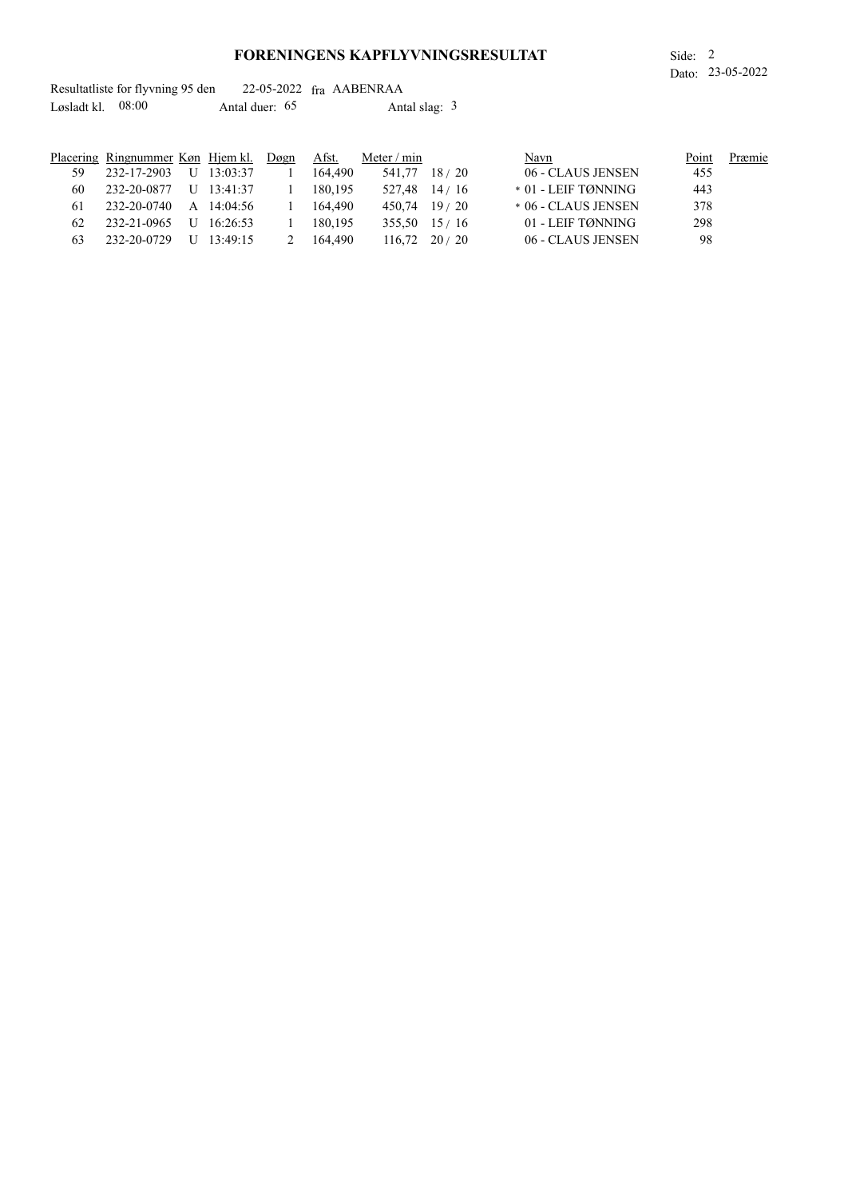# FORENINGENS KAPFLYVNINGSRESULTAT

Side: 2
Dato: 23-05-2022

Resultatliste for flyvning 95 den 22-05-2022 fra AABENRAA
Løsladt kl. 08:00 Antal duer: 65 Antal slag: 3

| Placering | Ringnummer | Køn | Hjem kl. | Døgn | Afst. | Meter / min | | Navn | Point | Præmie |
|---|---|---|---|---|---|---|---|---|---|---|
| 59 | 232-17-2903 | U | 13:03:37 | 1 | 164,490 | 541,77 | 18 / 20 | 06 - CLAUS JENSEN | 455 | |
| 60 | 232-20-0877 | U | 13:41:37 | 1 | 180,195 | 527,48 | 14 / 16 | * 01 - LEIF TØNNING | 443 | |
| 61 | 232-20-0740 | A | 14:04:56 | 1 | 164,490 | 450,74 | 19 / 20 | * 06 - CLAUS JENSEN | 378 | |
| 62 | 232-21-0965 | U | 16:26:53 | 1 | 180,195 | 355,50 | 15 / 16 | 01 - LEIF TØNNING | 298 | |
| 63 | 232-20-0729 | U | 13:49:15 | 2 | 164,490 | 116,72 | 20 / 20 | 06 - CLAUS JENSEN | 98 | |